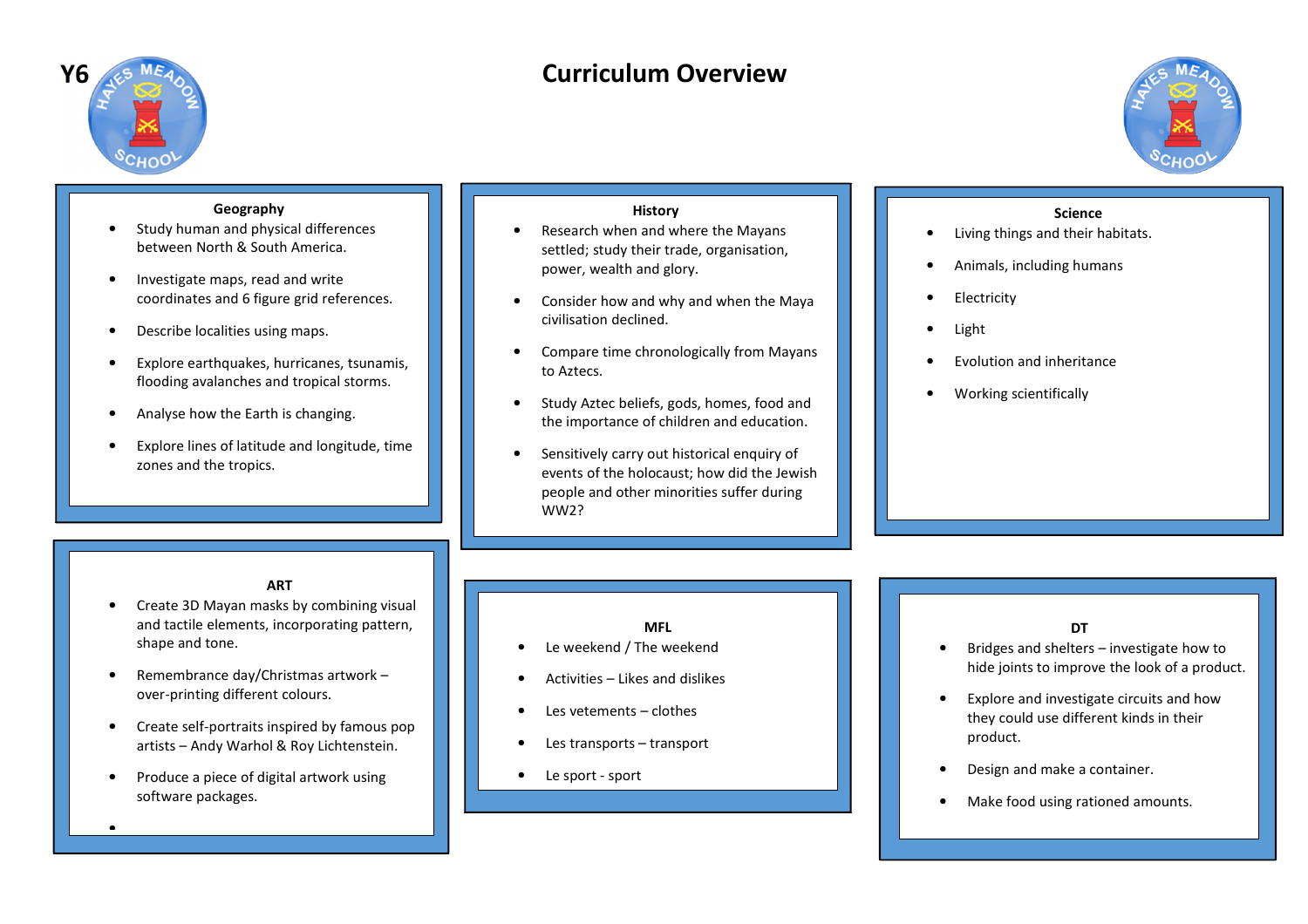Y6

# Curriculum Overview

## Geography

- Study human and physical differences between North & South America.
- Investigate maps, read and write coordinates and 6 figure grid references.
- Describe localities using maps.
- Explore earthquakes, hurricanes, tsunamis, flooding avalanches and tropical storms.
- Analyse how the Earth is changing.
- Explore lines of latitude and longitude, time zones and the tropics.

## History

- Research when and where the Mayans settled; study their trade, organisation, power, wealth and glory.
- Consider how and why and when the Maya civilisation declined.
- Compare time chronologically from Mayans to Aztecs.
- Study Aztec beliefs, gods, homes, food and the importance of children and education.
- Sensitively carry out historical enquiry of events of the holocaust; how did the Jewish people and other minorities suffer during WW2?

## Science

- Living things and their habitats.
- Animals, including humans
- Electricity
- Light
- Evolution and inheritance
- Working scientifically

## ART

- Create 3D Mayan masks by combining visual and tactile elements, incorporating pattern, shape and tone.
- Remembrance day/Christmas artwork – over-printing different colours.
- Create self-portraits inspired by famous pop artists – Andy Warhol & Roy Lichtenstein.
- Produce a piece of digital artwork using software packages.

## MFL

- Le weekend / The weekend
- Activities – Likes and dislikes
- Les vetements – clothes
- Les transports – transport
- Le sport - sport

## DT

- Bridges and shelters – investigate how to hide joints to improve the look of a product.
- Explore and investigate circuits and how they could use different kinds in their product.
- Design and make a container.
- Make food using rationed amounts.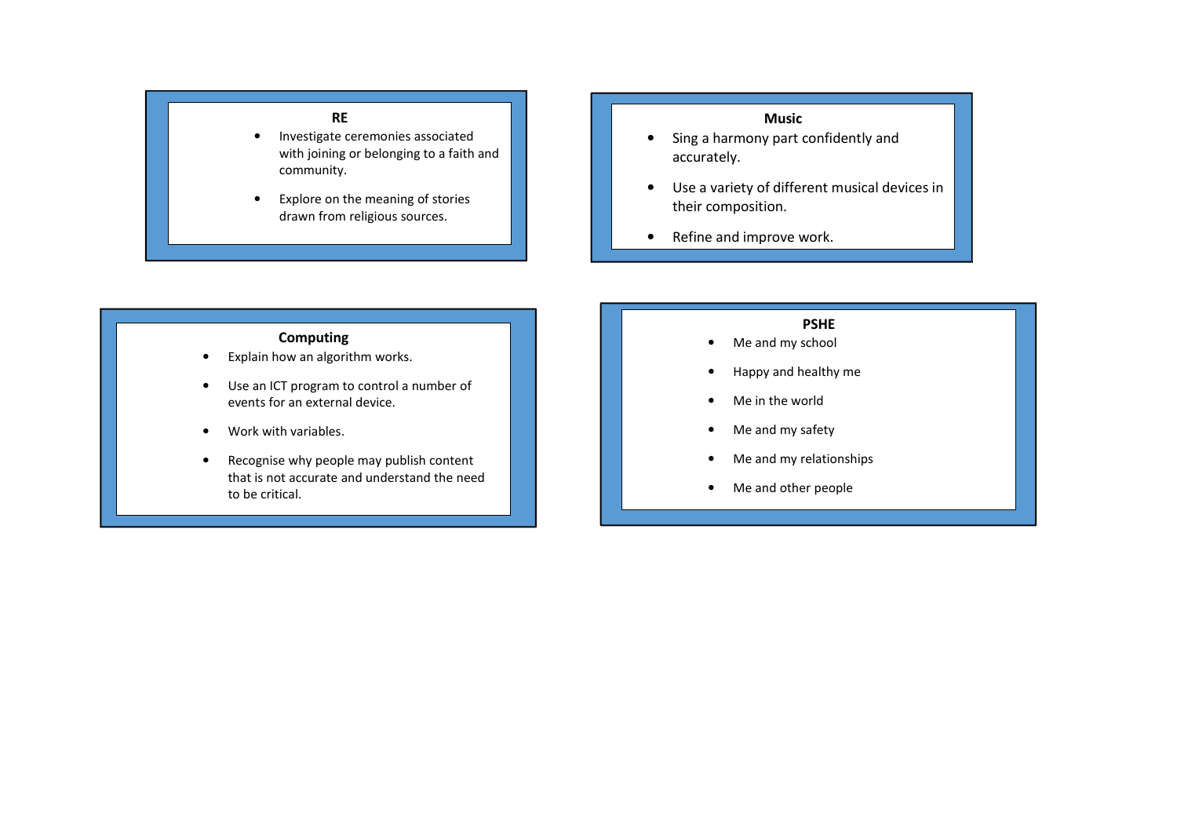## RE

- Investigate ceremonies associated with joining or belonging to a faith and community.
- Explore on the meaning of stories drawn from religious sources.

## Music

- Sing a harmony part confidently and accurately.
- Use a variety of different musical devices in their composition.
- Refine and improve work.

## Computing

- Explain how an algorithm works.
- Use an ICT program to control a number of events for an external device.
- Work with variables.
- Recognise why people may publish content that is not accurate and understand the need to be critical.

## PSHE

- Me and my school
- Happy and healthy me
- Me in the world
- Me and my safety
- Me and my relationships
- Me and other people